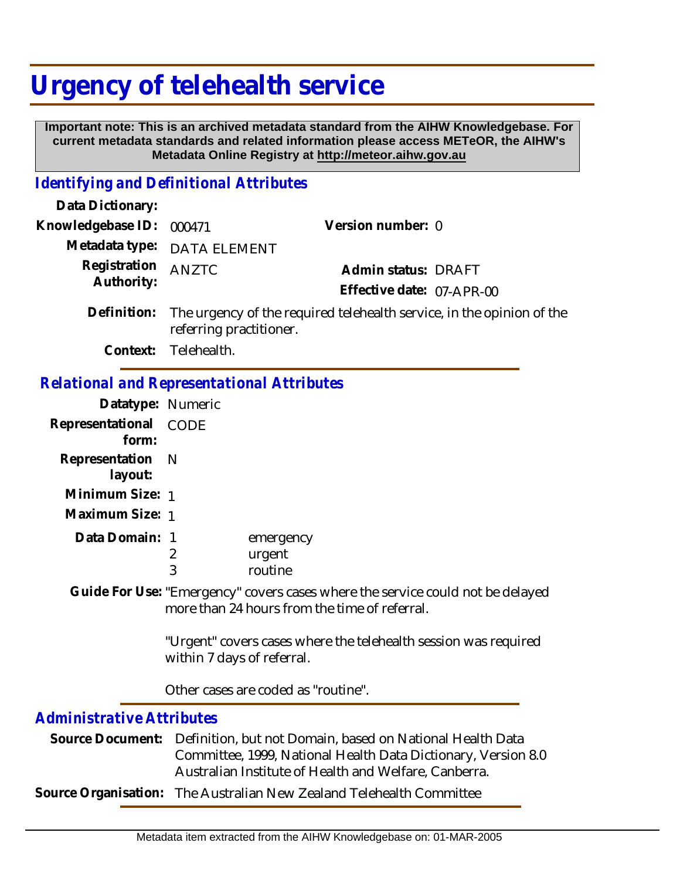# Urgency of telehealth service

**Important note: This is an archived metadata standard from the AIHW Knowledgebase. For current metadata standards and related information please access METeOR, the AIHW's Metadata Online Registry at http://meteor.aihw.gov.au**

## *Identifying and Definitional Attributes*

**Data Dictionary:**

**Knowledgebase ID:** 000471

**Version number:** 0

**Metadata type:** DATA ELEMENT

**Registration Authority:** ANZTC

**Admin status:** DRAFT

**Effective date:** 07-APR-00

**Definition:** The urgency of the required telehealth service, in the opinion of the referring practitioner.

**Context:** Telehealth.

## *Relational and Representational Attributes*

**Datatype:** Numeric

**Representational form:** CODE

**Representation layout:** N

**Minimum Size:** 1

**Maximum Size:** 1

**Data Domain:**

| Code | Description |
|---|---|
| 1 | emergency |
| 2 | urgent |
| 3 | routine |

**Guide For Use:** "Emergency" covers cases where the service could not be delayed more than 24 hours from the time of referral.

"Urgent" covers cases where the telehealth session was required within 7 days of referral.

Other cases are coded as "routine".

## *Administrative Attributes*

**Source Document:** Definition, but not Domain, based on National Health Data Committee, 1999, National Health Data Dictionary, Version 8.0 Australian Institute of Health and Welfare, Canberra.

**Source Organisation:** The Australian New Zealand Telehealth Committee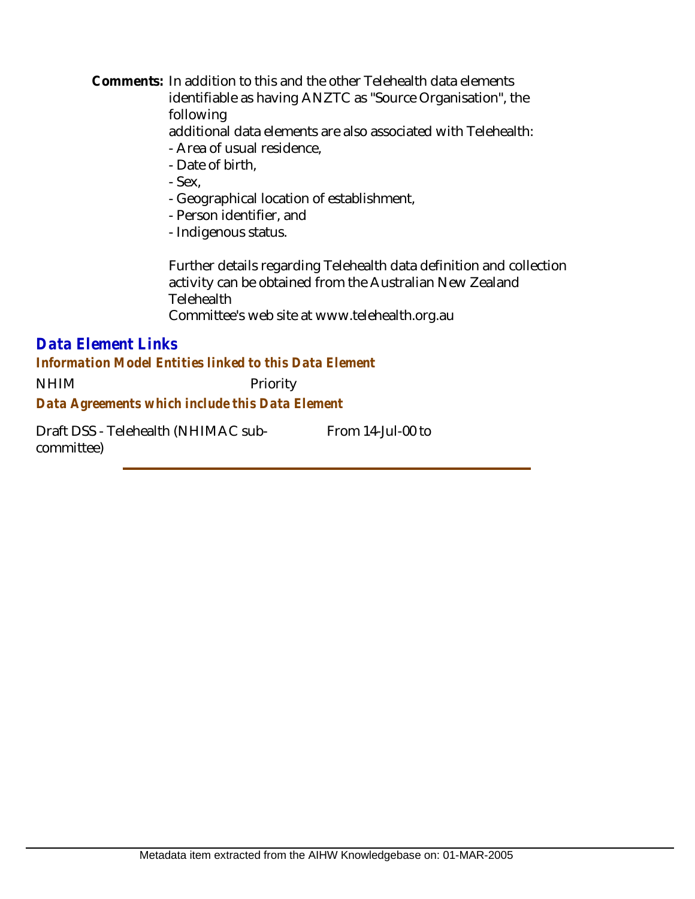**Comments:** In addition to this and the other Telehealth data elements identifiable as having ANZTC as "Source Organisation", the following additional data elements are also associated with Telehealth:

- Area of usual residence,
- Date of birth,
- Sex,
- Geographical location of establishment,
- Person identifier, and
- Indigenous status.

Further details regarding Telehealth data definition and collection activity can be obtained from the Australian New Zealand Telehealth Committee's web site at www.telehealth.org.au

## Data Element Links

### Information Model Entities linked to this Data Element

| | |
|---|---|
| NHIM | Priority |

### Data Agreements which include this Data Element

| | |
|---|---|
| Draft DSS - Telehealth (NHIMAC sub-committee) | From 14-Jul-00 to |

Metadata item extracted from the AIHW Knowledgebase on: 01-MAR-2005